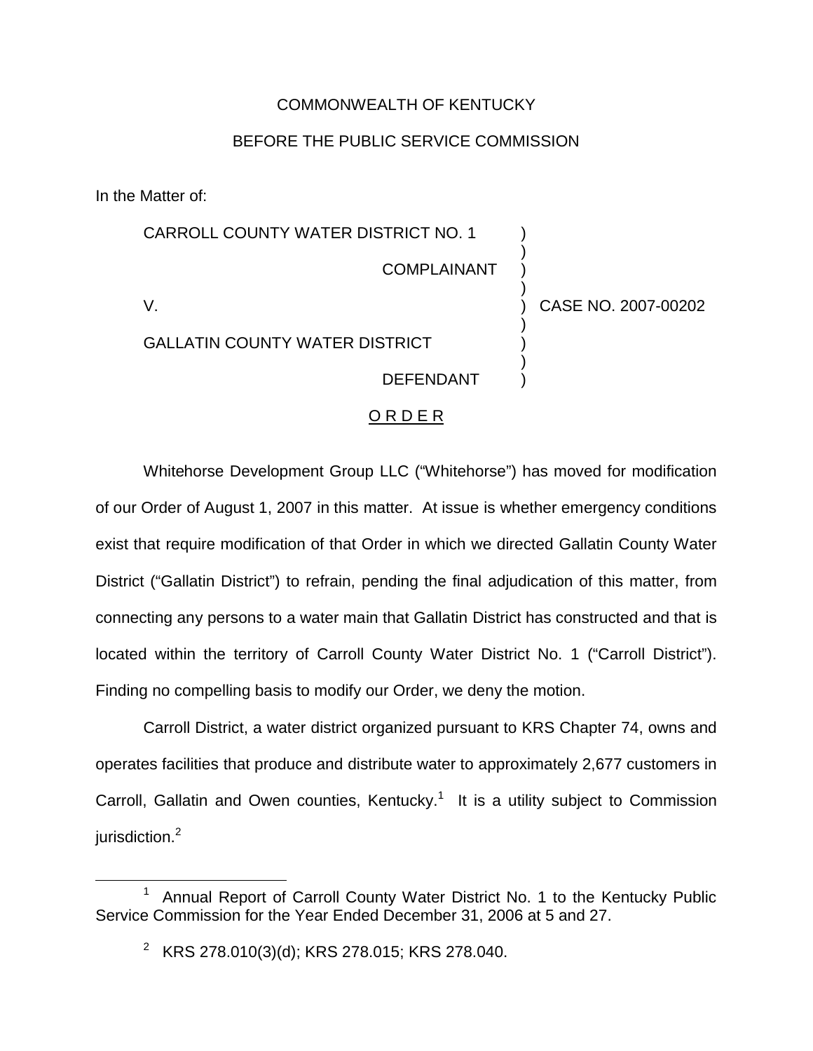COMMONWEALTH OF KENTUCKY

BEFORE THE PUBLIC SERVICE COMMISSION

In the Matter of:

| | | |
|---|---|---|
| CARROLL COUNTY WATER DISTRICT NO. 1 | ) | |
| COMPLAINANT | ) | |
| V. | ) | CASE NO. 2007-00202 |
| GALLATIN COUNTY WATER DISTRICT | ) | |
| DEFENDANT | ) | |

O R D E R

Whitehorse Development Group LLC ("Whitehorse") has moved for modification of our Order of August 1, 2007 in this matter. At issue is whether emergency conditions exist that require modification of that Order in which we directed Gallatin County Water District ("Gallatin District") to refrain, pending the final adjudication of this matter, from connecting any persons to a water main that Gallatin District has constructed and that is located within the territory of Carroll County Water District No. 1 ("Carroll District"). Finding no compelling basis to modify our Order, we deny the motion.

Carroll District, a water district organized pursuant to KRS Chapter 74, owns and operates facilities that produce and distribute water to approximately 2,677 customers in Carroll, Gallatin and Owen counties, Kentucky.[1] It is a utility subject to Commission jurisdiction.[2]

[1] Annual Report of Carroll County Water District No. 1 to the Kentucky Public Service Commission for the Year Ended December 31, 2006 at 5 and 27.

[2] KRS 278.010(3)(d); KRS 278.015; KRS 278.040.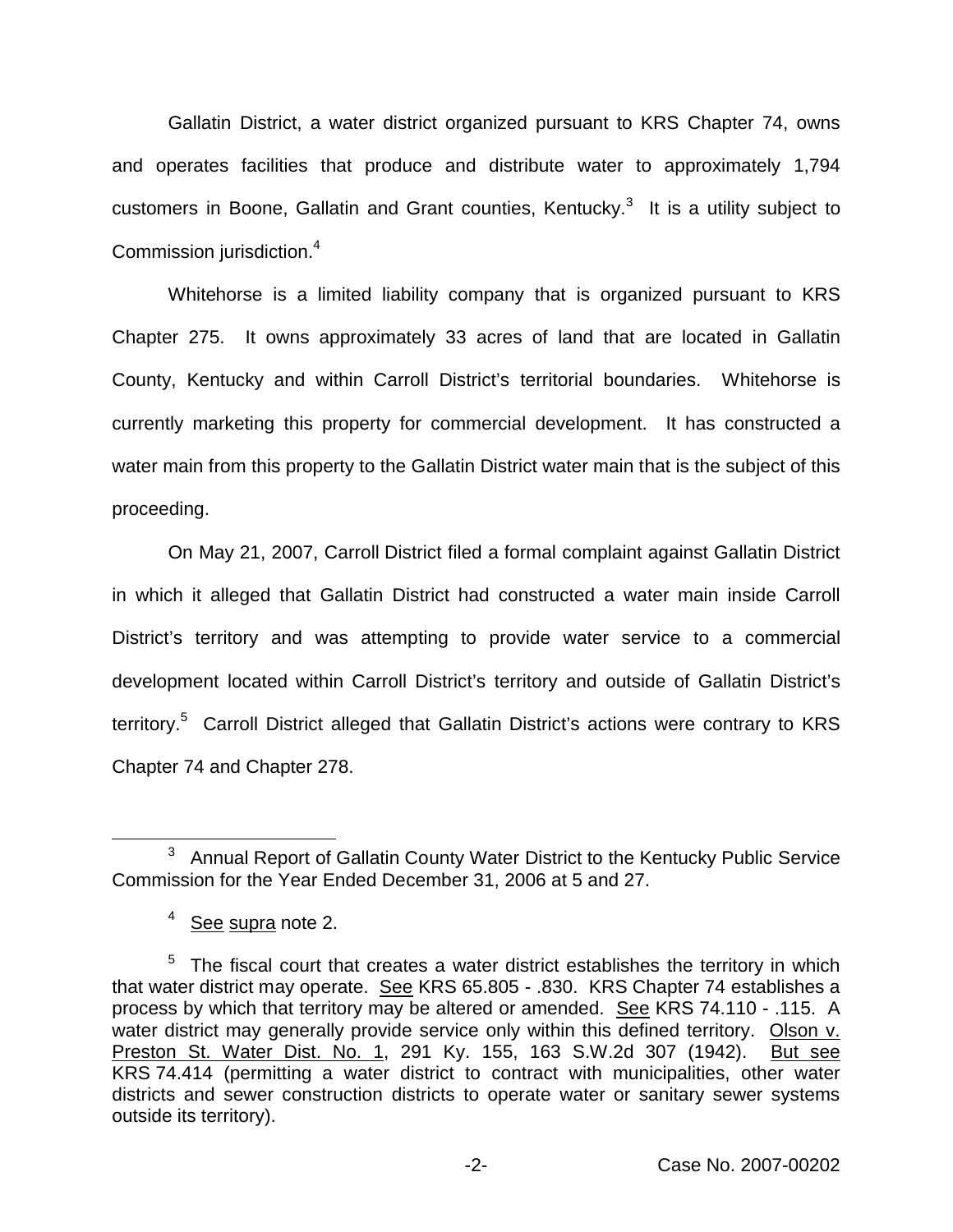Gallatin District, a water district organized pursuant to KRS Chapter 74, owns and operates facilities that produce and distribute water to approximately 1,794 customers in Boone, Gallatin and Grant counties, Kentucky.[3] It is a utility subject to Commission jurisdiction.[4]

Whitehorse is a limited liability company that is organized pursuant to KRS Chapter 275. It owns approximately 33 acres of land that are located in Gallatin County, Kentucky and within Carroll District's territorial boundaries. Whitehorse is currently marketing this property for commercial development. It has constructed a water main from this property to the Gallatin District water main that is the subject of this proceeding.

On May 21, 2007, Carroll District filed a formal complaint against Gallatin District in which it alleged that Gallatin District had constructed a water main inside Carroll District's territory and was attempting to provide water service to a commercial development located within Carroll District's territory and outside of Gallatin District's territory.[5] Carroll District alleged that Gallatin District's actions were contrary to KRS Chapter 74 and Chapter 278.

---

[3] Annual Report of Gallatin County Water District to the Kentucky Public Service Commission for the Year Ended December 31, 2006 at 5 and 27.

[4] See supra note 2.

[5] The fiscal court that creates a water district establishes the territory in which that water district may operate. See KRS 65.805 - .830. KRS Chapter 74 establishes a process by which that territory may be altered or amended. See KRS 74.110 - .115. A water district may generally provide service only within this defined territory. Olson v. Preston St. Water Dist. No. 1, 291 Ky. 155, 163 S.W.2d 307 (1942). But see KRS 74.414 (permitting a water district to contract with municipalities, other water districts and sewer construction districts to operate water or sanitary sewer systems outside its territory).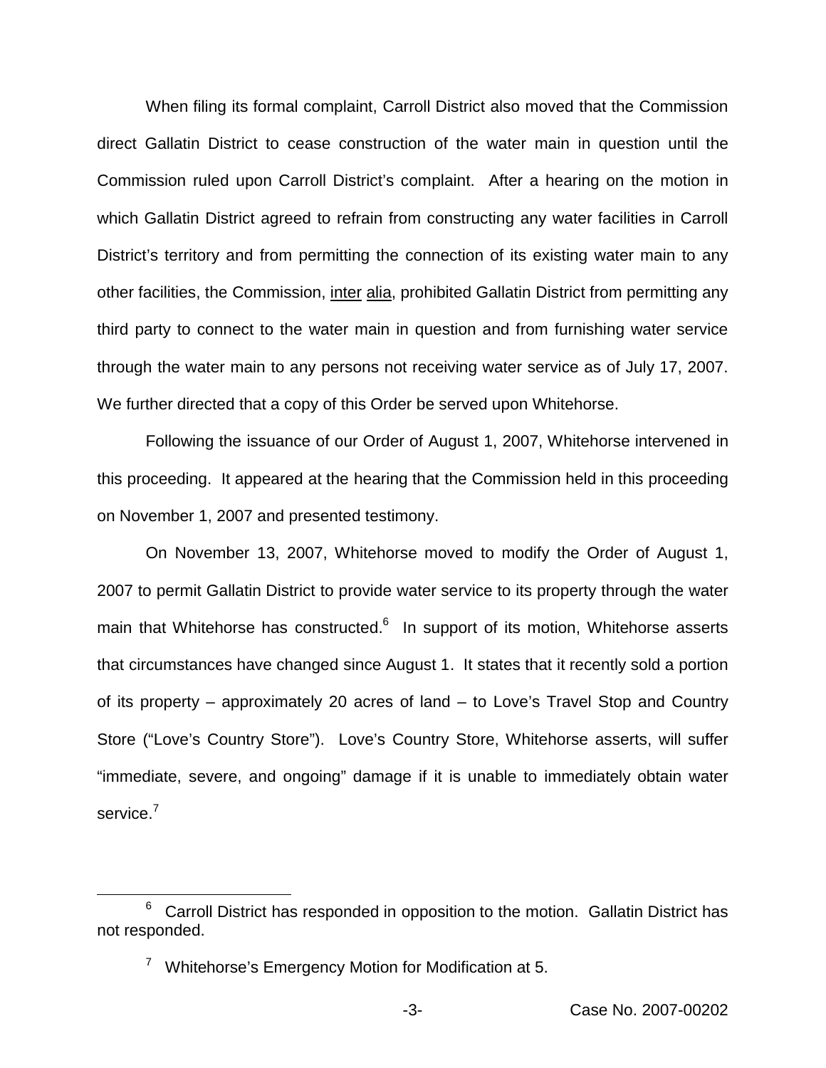When filing its formal complaint, Carroll District also moved that the Commission direct Gallatin District to cease construction of the water main in question until the Commission ruled upon Carroll District's complaint. After a hearing on the motion in which Gallatin District agreed to refrain from constructing any water facilities in Carroll District's territory and from permitting the connection of its existing water main to any other facilities, the Commission, inter alia, prohibited Gallatin District from permitting any third party to connect to the water main in question and from furnishing water service through the water main to any persons not receiving water service as of July 17, 2007. We further directed that a copy of this Order be served upon Whitehorse.

Following the issuance of our Order of August 1, 2007, Whitehorse intervened in this proceeding. It appeared at the hearing that the Commission held in this proceeding on November 1, 2007 and presented testimony.

On November 13, 2007, Whitehorse moved to modify the Order of August 1, 2007 to permit Gallatin District to provide water service to its property through the water main that Whitehorse has constructed.[6] In support of its motion, Whitehorse asserts that circumstances have changed since August 1. It states that it recently sold a portion of its property – approximately 20 acres of land – to Love's Travel Stop and Country Store ("Love's Country Store"). Love's Country Store, Whitehorse asserts, will suffer "immediate, severe, and ongoing" damage if it is unable to immediately obtain water service.[7]

---

[6] Carroll District has responded in opposition to the motion. Gallatin District has not responded.

[7] Whitehorse's Emergency Motion for Modification at 5.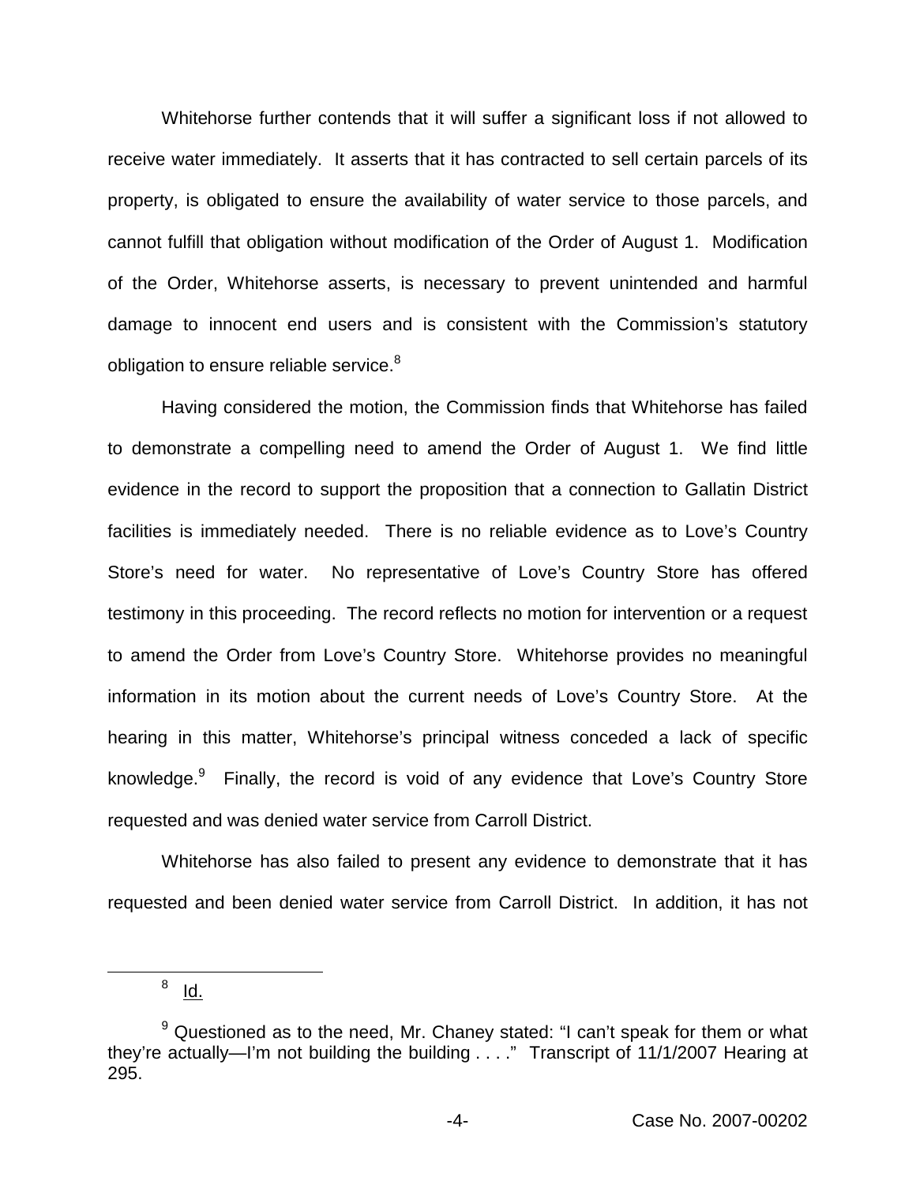Whitehorse further contends that it will suffer a significant loss if not allowed to receive water immediately. It asserts that it has contracted to sell certain parcels of its property, is obligated to ensure the availability of water service to those parcels, and cannot fulfill that obligation without modification of the Order of August 1. Modification of the Order, Whitehorse asserts, is necessary to prevent unintended and harmful damage to innocent end users and is consistent with the Commission's statutory obligation to ensure reliable service.[8]

Having considered the motion, the Commission finds that Whitehorse has failed to demonstrate a compelling need to amend the Order of August 1. We find little evidence in the record to support the proposition that a connection to Gallatin District facilities is immediately needed. There is no reliable evidence as to Love's Country Store's need for water. No representative of Love's Country Store has offered testimony in this proceeding. The record reflects no motion for intervention or a request to amend the Order from Love's Country Store. Whitehorse provides no meaningful information in its motion about the current needs of Love's Country Store. At the hearing in this matter, Whitehorse's principal witness conceded a lack of specific knowledge.[9] Finally, the record is void of any evidence that Love's Country Store requested and was denied water service from Carroll District.

Whitehorse has also failed to present any evidence to demonstrate that it has requested and been denied water service from Carroll District. In addition, it has not

---

[8] Id.

[9] Questioned as to the need, Mr. Chaney stated: "I can't speak for them or what they're actually—I'm not building the building . . . ." Transcript of 11/1/2007 Hearing at 295.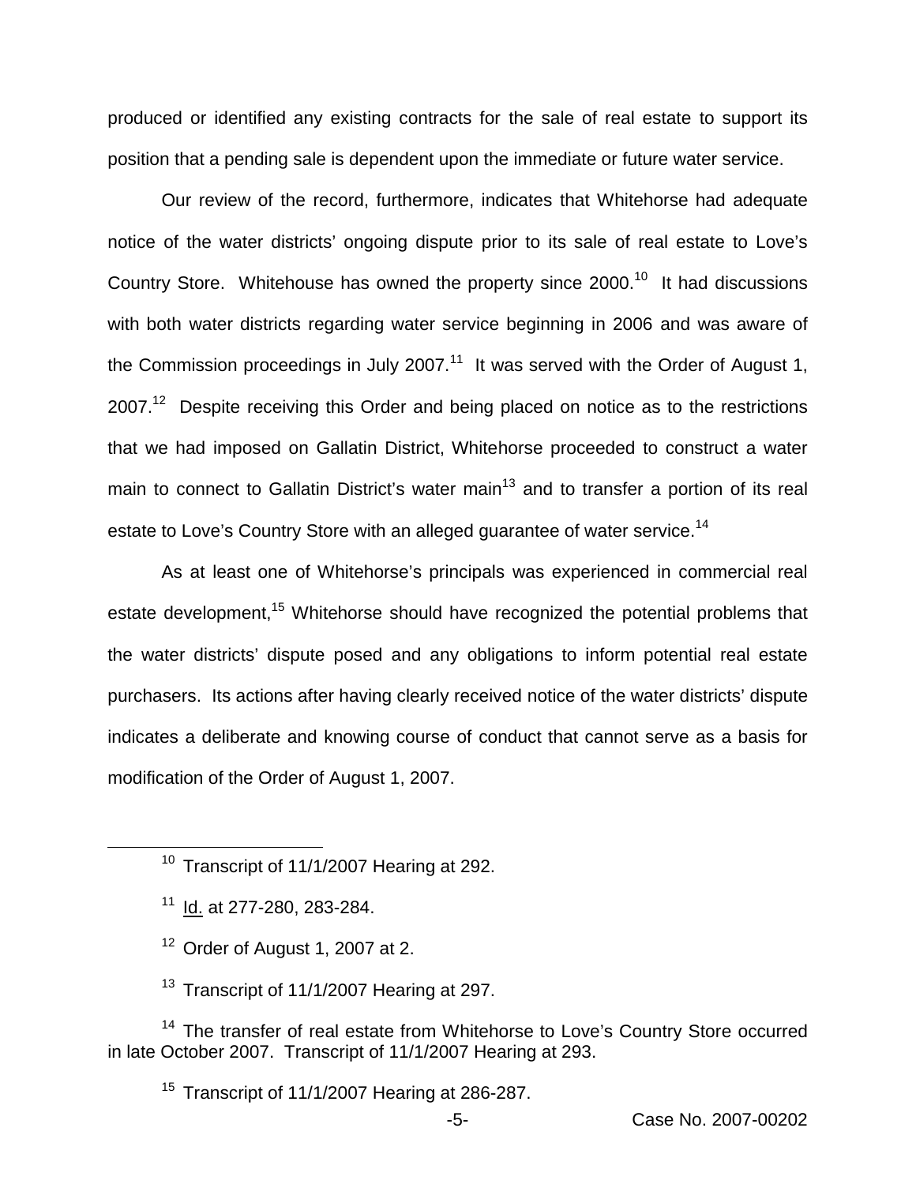produced or identified any existing contracts for the sale of real estate to support its position that a pending sale is dependent upon the immediate or future water service.

Our review of the record, furthermore, indicates that Whitehorse had adequate notice of the water districts' ongoing dispute prior to its sale of real estate to Love's Country Store. Whitehouse has owned the property since 2000.[10] It had discussions with both water districts regarding water service beginning in 2006 and was aware of the Commission proceedings in July 2007.[11] It was served with the Order of August 1, 2007.[12] Despite receiving this Order and being placed on notice as to the restrictions that we had imposed on Gallatin District, Whitehorse proceeded to construct a water main to connect to Gallatin District's water main[13] and to transfer a portion of its real estate to Love's Country Store with an alleged guarantee of water service.[14]

As at least one of Whitehorse's principals was experienced in commercial real estate development,[15] Whitehorse should have recognized the potential problems that the water districts' dispute posed and any obligations to inform potential real estate purchasers. Its actions after having clearly received notice of the water districts' dispute indicates a deliberate and knowing course of conduct that cannot serve as a basis for modification of the Order of August 1, 2007.

---

[10] Transcript of 11/1/2007 Hearing at 292.

[11] Id. at 277-280, 283-284.

[12] Order of August 1, 2007 at 2.

[13] Transcript of 11/1/2007 Hearing at 297.

[14] The transfer of real estate from Whitehorse to Love's Country Store occurred in late October 2007. Transcript of 11/1/2007 Hearing at 293.

[15] Transcript of 11/1/2007 Hearing at 286-287.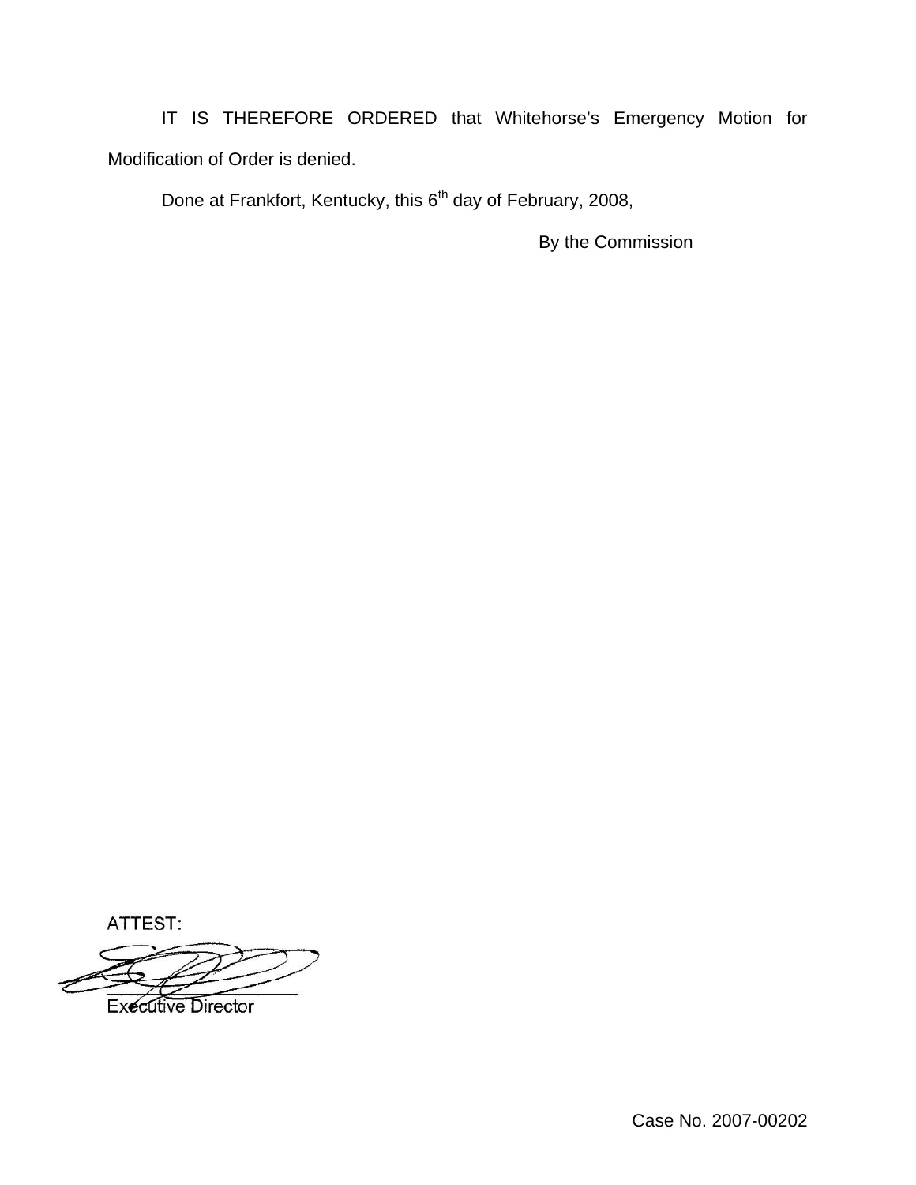IT IS THEREFORE ORDERED that Whitehorse's Emergency Motion for Modification of Order is denied.

Done at Frankfort, Kentucky, this 6th day of February, 2008,

By the Commission

ATTEST:

Executive Director

Case No. 2007-00202